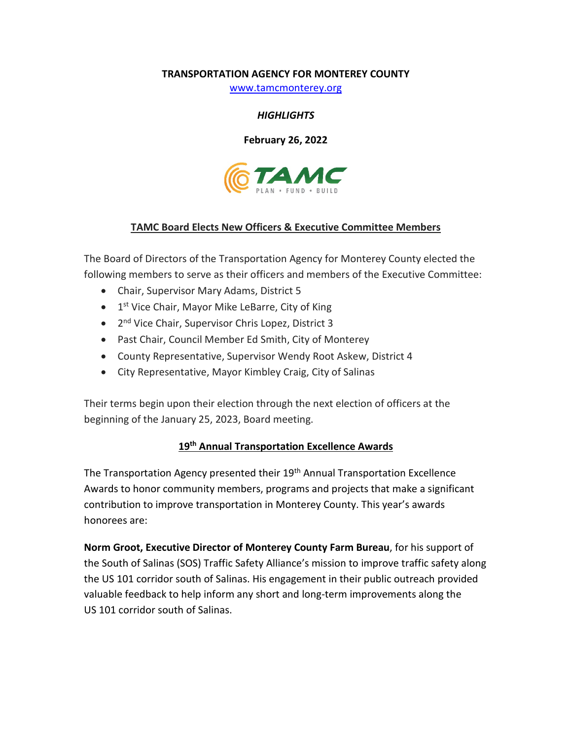**TRANSPORTATION AGENCY FOR MONTEREY COUNTY**

www.tamcmonterey.org

***HIGHLIGHTS***

**February 26, 2022**

TAMC PLAN • FUND • BUILD

## TAMC Board Elects New Officers & Executive Committee Members

The Board of Directors of the Transportation Agency for Monterey County elected the following members to serve as their officers and members of the Executive Committee:

- Chair, Supervisor Mary Adams, District 5
- 1st Vice Chair, Mayor Mike LeBarre, City of King
- 2nd Vice Chair, Supervisor Chris Lopez, District 3
- Past Chair, Council Member Ed Smith, City of Monterey
- County Representative, Supervisor Wendy Root Askew, District 4
- City Representative, Mayor Kimbley Craig, City of Salinas

Their terms begin upon their election through the next election of officers at the beginning of the January 25, 2023, Board meeting.

## 19th Annual Transportation Excellence Awards

The Transportation Agency presented their 19th Annual Transportation Excellence Awards to honor community members, programs and projects that make a significant contribution to improve transportation in Monterey County. This year's awards honorees are:

**Norm Groot, Executive Director of Monterey County Farm Bureau**, for his support of the South of Salinas (SOS) Traffic Safety Alliance's mission to improve traffic safety along the US 101 corridor south of Salinas. His engagement in their public outreach provided valuable feedback to help inform any short and long-term improvements along the US 101 corridor south of Salinas.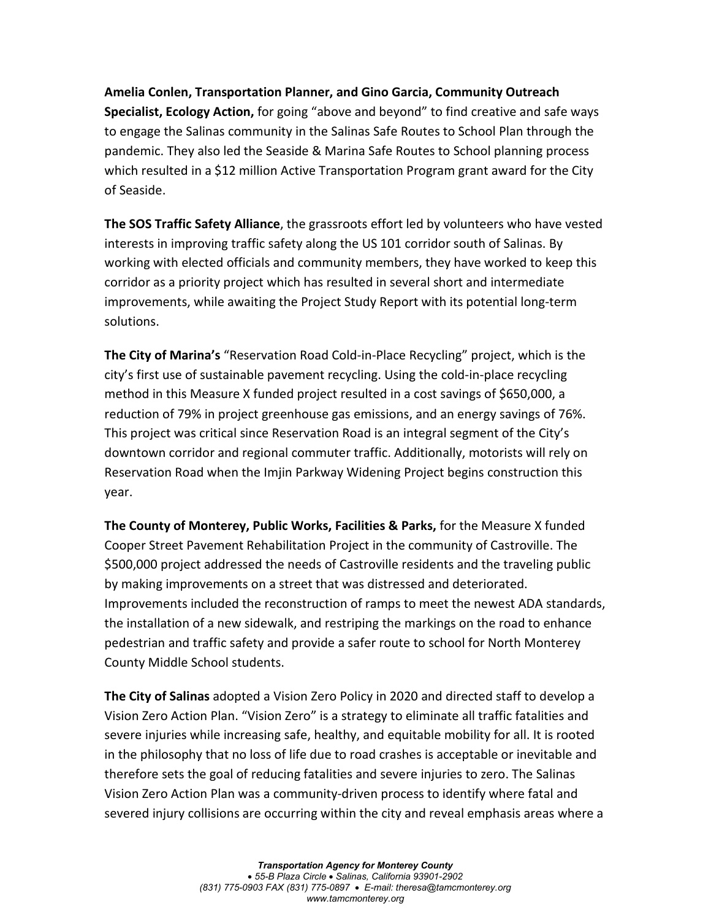**Amelia Conlen, Transportation Planner, and Gino Garcia, Community Outreach Specialist, Ecology Action,** for going "above and beyond" to find creative and safe ways to engage the Salinas community in the Salinas Safe Routes to School Plan through the pandemic. They also led the Seaside & Marina Safe Routes to School planning process which resulted in a $12 million Active Transportation Program grant award for the City of Seaside.

**The SOS Traffic Safety Alliance**, the grassroots effort led by volunteers who have vested interests in improving traffic safety along the US 101 corridor south of Salinas. By working with elected officials and community members, they have worked to keep this corridor as a priority project which has resulted in several short and intermediate improvements, while awaiting the Project Study Report with its potential long-term solutions.

**The City of Marina's** "Reservation Road Cold-in-Place Recycling" project, which is the city's first use of sustainable pavement recycling. Using the cold-in-place recycling method in this Measure X funded project resulted in a cost savings of $650,000, a reduction of 79% in project greenhouse gas emissions, and an energy savings of 76%. This project was critical since Reservation Road is an integral segment of the City's downtown corridor and regional commuter traffic. Additionally, motorists will rely on Reservation Road when the Imjin Parkway Widening Project begins construction this year.

**The County of Monterey, Public Works, Facilities & Parks,** for the Measure X funded Cooper Street Pavement Rehabilitation Project in the community of Castroville. The $500,000 project addressed the needs of Castroville residents and the traveling public by making improvements on a street that was distressed and deteriorated. Improvements included the reconstruction of ramps to meet the newest ADA standards, the installation of a new sidewalk, and restriping the markings on the road to enhance pedestrian and traffic safety and provide a safer route to school for North Monterey County Middle School students.

**The City of Salinas** adopted a Vision Zero Policy in 2020 and directed staff to develop a Vision Zero Action Plan. "Vision Zero" is a strategy to eliminate all traffic fatalities and severe injuries while increasing safe, healthy, and equitable mobility for all. It is rooted in the philosophy that no loss of life due to road crashes is acceptable or inevitable and therefore sets the goal of reducing fatalities and severe injuries to zero. The Salinas Vision Zero Action Plan was a community-driven process to identify where fatal and severed injury collisions are occurring within the city and reveal emphasis areas where a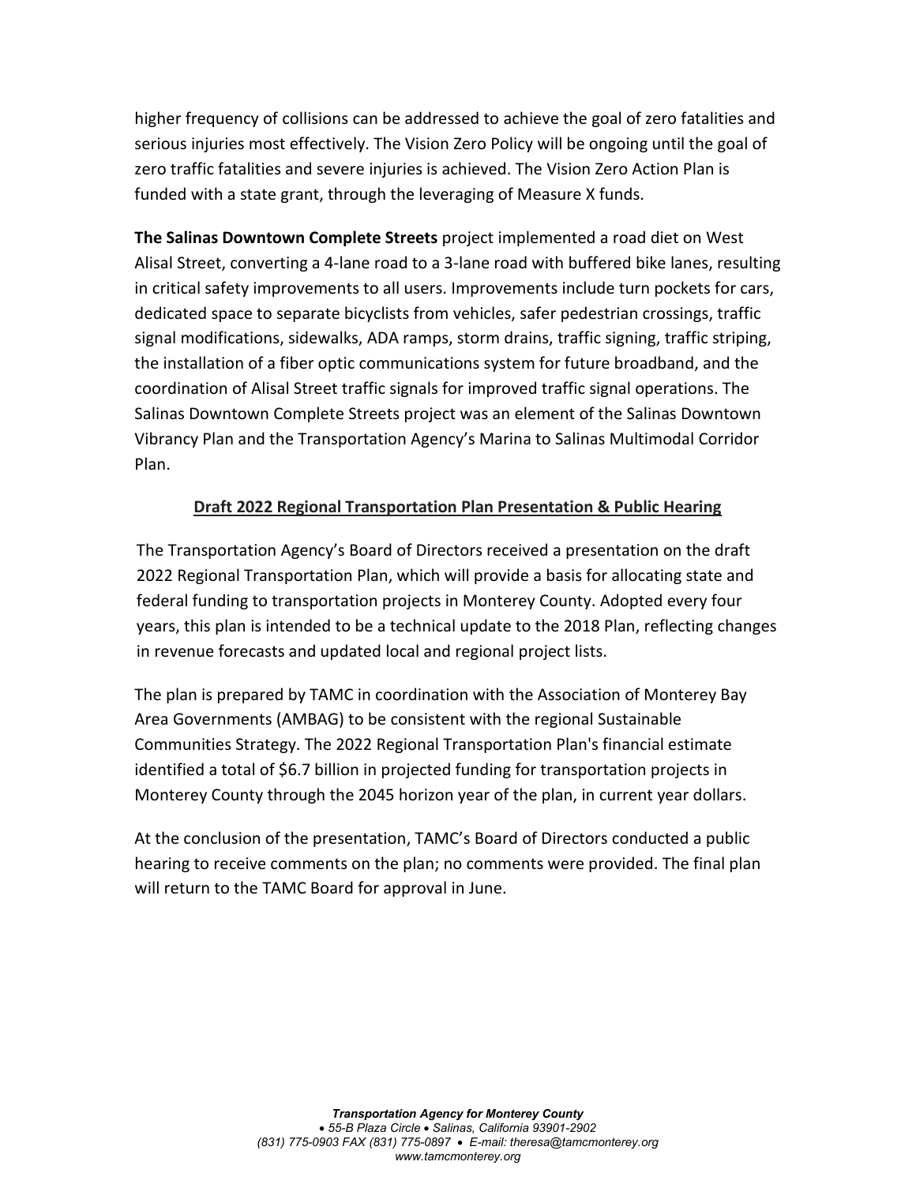higher frequency of collisions can be addressed to achieve the goal of zero fatalities and serious injuries most effectively. The Vision Zero Policy will be ongoing until the goal of zero traffic fatalities and severe injuries is achieved. The Vision Zero Action Plan is funded with a state grant, through the leveraging of Measure X funds.

**The Salinas Downtown Complete Streets** project implemented a road diet on West Alisal Street, converting a 4-lane road to a 3-lane road with buffered bike lanes, resulting in critical safety improvements to all users. Improvements include turn pockets for cars, dedicated space to separate bicyclists from vehicles, safer pedestrian crossings, traffic signal modifications, sidewalks, ADA ramps, storm drains, traffic signing, traffic striping, the installation of a fiber optic communications system for future broadband, and the coordination of Alisal Street traffic signals for improved traffic signal operations. The Salinas Downtown Complete Streets project was an element of the Salinas Downtown Vibrancy Plan and the Transportation Agency's Marina to Salinas Multimodal Corridor Plan.

## Draft 2022 Regional Transportation Plan Presentation & Public Hearing

The Transportation Agency's Board of Directors received a presentation on the draft 2022 Regional Transportation Plan, which will provide a basis for allocating state and federal funding to transportation projects in Monterey County. Adopted every four years, this plan is intended to be a technical update to the 2018 Plan, reflecting changes in revenue forecasts and updated local and regional project lists.

The plan is prepared by TAMC in coordination with the Association of Monterey Bay Area Governments (AMBAG) to be consistent with the regional Sustainable Communities Strategy. The 2022 Regional Transportation Plan's financial estimate identified a total of $6.7 billion in projected funding for transportation projects in Monterey County through the 2045 horizon year of the plan, in current year dollars.

At the conclusion of the presentation, TAMC's Board of Directors conducted a public hearing to receive comments on the plan; no comments were provided. The final plan will return to the TAMC Board for approval in June.

*Transportation Agency for Monterey County*
*• 55-B Plaza Circle • Salinas, California 93901-2902*
*(831) 775-0903 FAX (831) 775-0897 • E-mail: theresa@tamcmonterey.org*
*www.tamcmonterey.org*